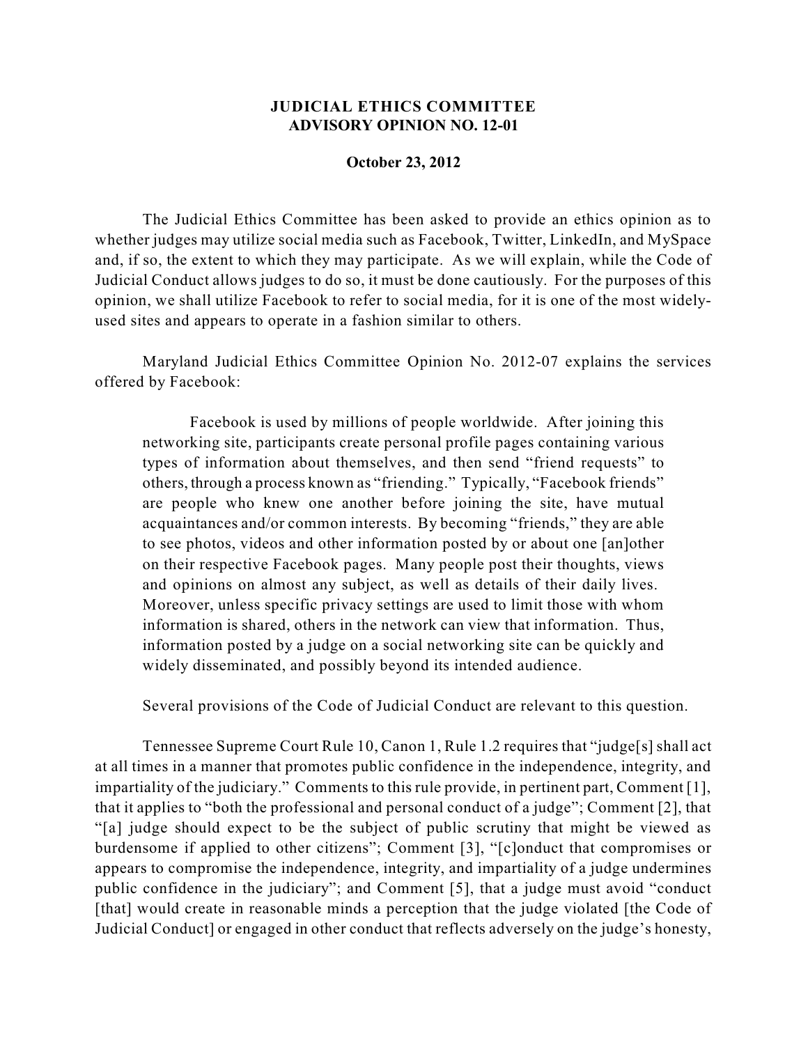**JUDICIAL ETHICS COMMITTEE**
**ADVISORY OPINION NO. 12-01**

**October 23, 2012**

The Judicial Ethics Committee has been asked to provide an ethics opinion as to whether judges may utilize social media such as Facebook, Twitter, LinkedIn, and MySpace and, if so, the extent to which they may participate. As we will explain, while the Code of Judicial Conduct allows judges to do so, it must be done cautiously. For the purposes of this opinion, we shall utilize Facebook to refer to social media, for it is one of the most widely-used sites and appears to operate in a fashion similar to others.

Maryland Judicial Ethics Committee Opinion No. 2012-07 explains the services offered by Facebook:

> Facebook is used by millions of people worldwide. After joining this networking site, participants create personal profile pages containing various types of information about themselves, and then send "friend requests" to others, through a process known as "friending." Typically, "Facebook friends" are people who knew one another before joining the site, have mutual acquaintances and/or common interests. By becoming "friends," they are able to see photos, videos and other information posted by or about one [an]other on their respective Facebook pages. Many people post their thoughts, views and opinions on almost any subject, as well as details of their daily lives. Moreover, unless specific privacy settings are used to limit those with whom information is shared, others in the network can view that information. Thus, information posted by a judge on a social networking site can be quickly and widely disseminated, and possibly beyond its intended audience.

Several provisions of the Code of Judicial Conduct are relevant to this question.

Tennessee Supreme Court Rule 10, Canon 1, Rule 1.2 requires that "judge[s] shall act at all times in a manner that promotes public confidence in the independence, integrity, and impartiality of the judiciary." Comments to this rule provide, in pertinent part, Comment [1], that it applies to "both the professional and personal conduct of a judge"; Comment [2], that "[a] judge should expect to be the subject of public scrutiny that might be viewed as burdensome if applied to other citizens"; Comment [3], "[c]onduct that compromises or appears to compromise the independence, integrity, and impartiality of a judge undermines public confidence in the judiciary"; and Comment [5], that a judge must avoid "conduct [that] would create in reasonable minds a perception that the judge violated [the Code of Judicial Conduct] or engaged in other conduct that reflects adversely on the judge's honesty,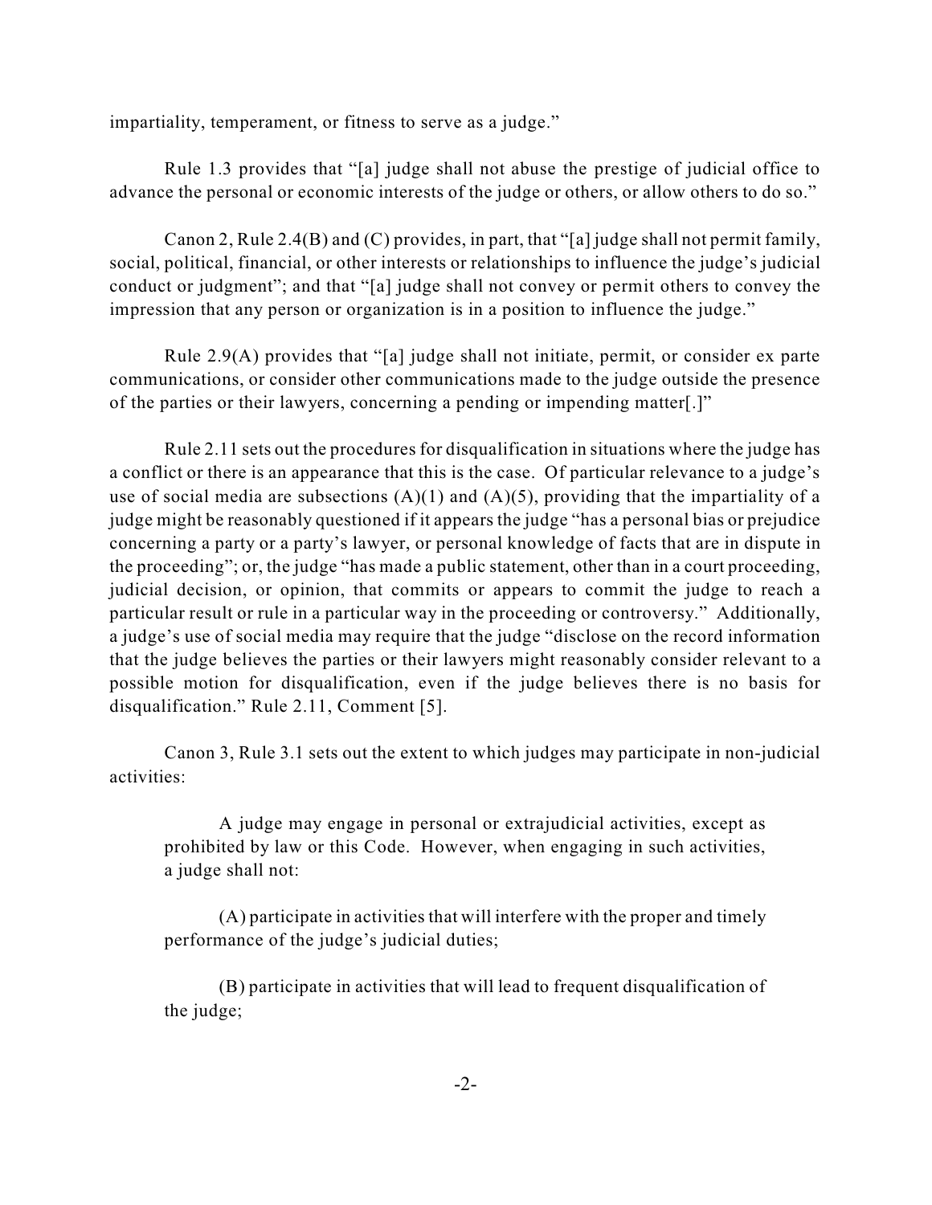impartiality, temperament, or fitness to serve as a judge."

Rule 1.3 provides that "[a] judge shall not abuse the prestige of judicial office to advance the personal or economic interests of the judge or others, or allow others to do so."

Canon 2, Rule 2.4(B) and (C) provides, in part, that "[a] judge shall not permit family, social, political, financial, or other interests or relationships to influence the judge's judicial conduct or judgment"; and that "[a] judge shall not convey or permit others to convey the impression that any person or organization is in a position to influence the judge."

Rule 2.9(A) provides that "[a] judge shall not initiate, permit, or consider ex parte communications, or consider other communications made to the judge outside the presence of the parties or their lawyers, concerning a pending or impending matter[.]"

Rule 2.11 sets out the procedures for disqualification in situations where the judge has a conflict or there is an appearance that this is the case. Of particular relevance to a judge's use of social media are subsections (A)(1) and (A)(5), providing that the impartiality of a judge might be reasonably questioned if it appears the judge "has a personal bias or prejudice concerning a party or a party's lawyer, or personal knowledge of facts that are in dispute in the proceeding"; or, the judge "has made a public statement, other than in a court proceeding, judicial decision, or opinion, that commits or appears to commit the judge to reach a particular result or rule in a particular way in the proceeding or controversy." Additionally, a judge's use of social media may require that the judge "disclose on the record information that the judge believes the parties or their lawyers might reasonably consider relevant to a possible motion for disqualification, even if the judge believes there is no basis for disqualification." Rule 2.11, Comment [5].

Canon 3, Rule 3.1 sets out the extent to which judges may participate in non-judicial activities:

> A judge may engage in personal or extrajudicial activities, except as prohibited by law or this Code. However, when engaging in such activities, a judge shall not:
>
> (A) participate in activities that will interfere with the proper and timely performance of the judge's judicial duties;
>
> (B) participate in activities that will lead to frequent disqualification of the judge;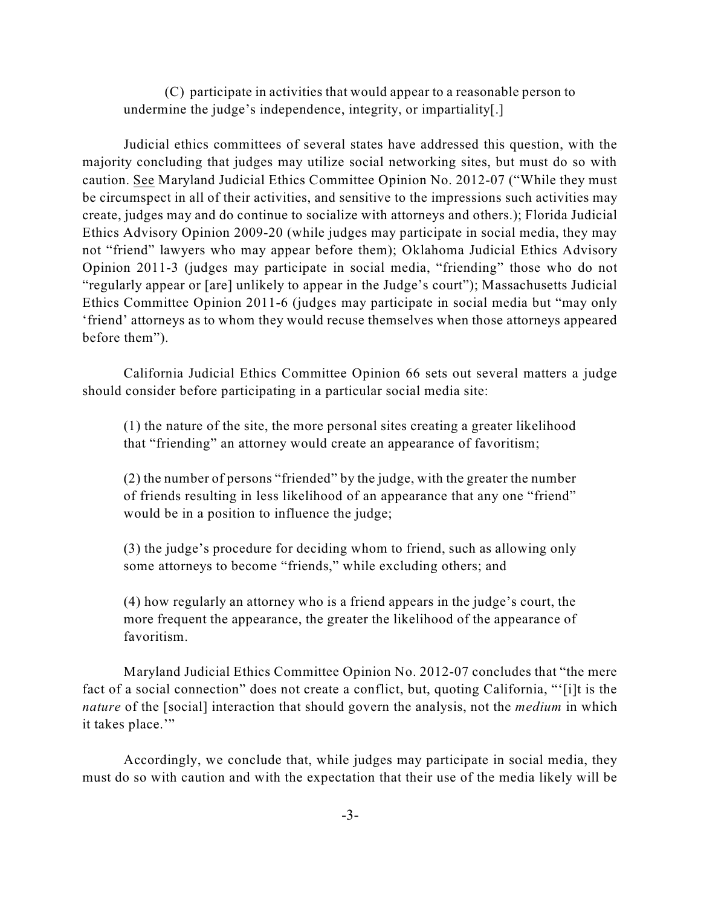> (C) participate in activities that would appear to a reasonable person to undermine the judge's independence, integrity, or impartiality[.]

Judicial ethics committees of several states have addressed this question, with the majority concluding that judges may utilize social networking sites, but must do so with caution. See Maryland Judicial Ethics Committee Opinion No. 2012-07 ("While they must be circumspect in all of their activities, and sensitive to the impressions such activities may create, judges may and do continue to socialize with attorneys and others.); Florida Judicial Ethics Advisory Opinion 2009-20 (while judges may participate in social media, they may not "friend" lawyers who may appear before them); Oklahoma Judicial Ethics Advisory Opinion 2011-3 (judges may participate in social media, "friending" those who do not "regularly appear or [are] unlikely to appear in the Judge's court"); Massachusetts Judicial Ethics Committee Opinion 2011-6 (judges may participate in social media but "may only 'friend' attorneys as to whom they would recuse themselves when those attorneys appeared before them").

California Judicial Ethics Committee Opinion 66 sets out several matters a judge should consider before participating in a particular social media site:

> (1) the nature of the site, the more personal sites creating a greater likelihood that "friending" an attorney would create an appearance of favoritism;
>
> (2) the number of persons "friended" by the judge, with the greater the number of friends resulting in less likelihood of an appearance that any one "friend" would be in a position to influence the judge;
>
> (3) the judge's procedure for deciding whom to friend, such as allowing only some attorneys to become "friends," while excluding others; and
>
> (4) how regularly an attorney who is a friend appears in the judge's court, the more frequent the appearance, the greater the likelihood of the appearance of favoritism.

Maryland Judicial Ethics Committee Opinion No. 2012-07 concludes that "the mere fact of a social connection" does not create a conflict, but, quoting California, "'[i]t is the *nature* of the [social] interaction that should govern the analysis, not the *medium* in which it takes place.'"

Accordingly, we conclude that, while judges may participate in social media, they must do so with caution and with the expectation that their use of the media likely will be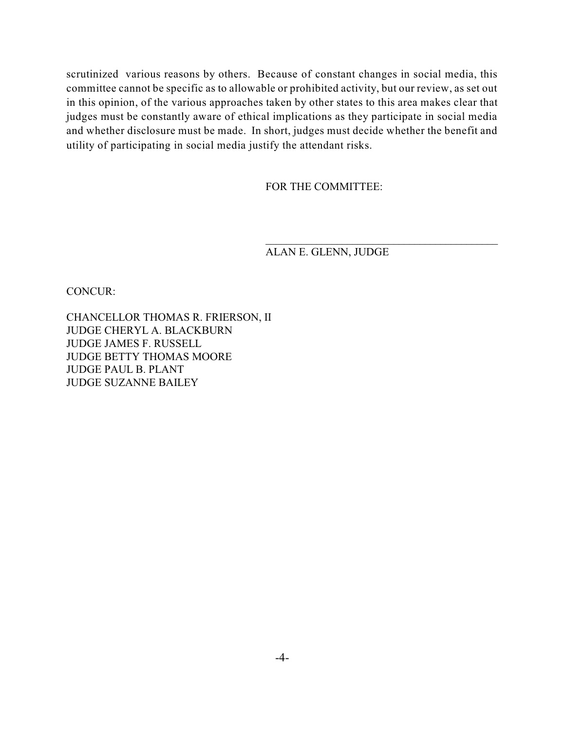scrutinized various reasons by others. Because of constant changes in social media, this committee cannot be specific as to allowable or prohibited activity, but our review, as set out in this opinion, of the various approaches taken by other states to this area makes clear that judges must be constantly aware of ethical implications as they participate in social media and whether disclosure must be made. In short, judges must decide whether the benefit and utility of participating in social media justify the attendant risks.

FOR THE COMMITTEE:

______________________________________

ALAN E. GLENN, JUDGE

CONCUR:

CHANCELLOR THOMAS R. FRIERSON, II  
JUDGE CHERYL A. BLACKBURN  
JUDGE JAMES F. RUSSELL  
JUDGE BETTY THOMAS MOORE  
JUDGE PAUL B. PLANT  
JUDGE SUZANNE BAILEY